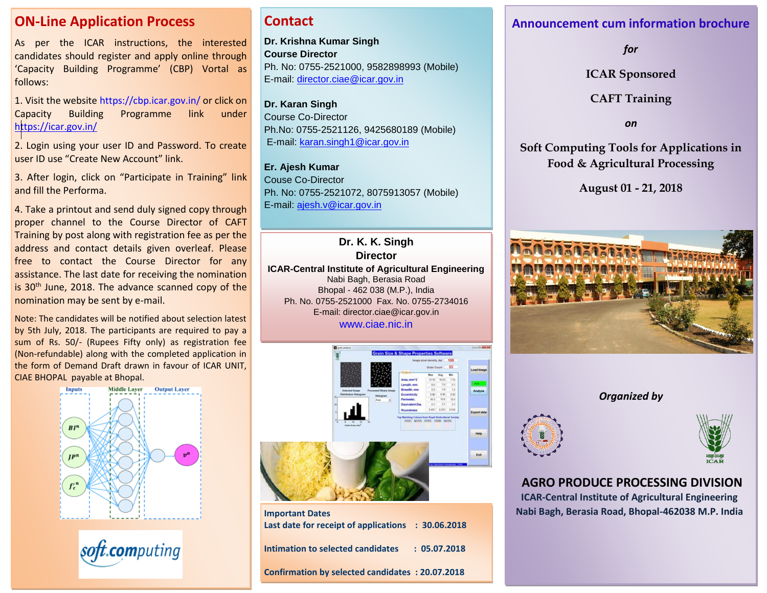## ON-Line Application Process

As per the ICAR instructions, the interested candidates should register and apply online through 'Capacity Building Programme' (CBP) Vortal as follows:

1. Visit the website https://cbp.icar.gov.in/ or click on Capacity Building Programme link under https://icar.gov.in/

2. Login using your user ID and Password. To create user ID use "Create New Account" link.

3. After login, click on "Participate in Training" link and fill the Performa.

4. Take a printout and send duly signed copy through proper channel to the Course Director of CAFT Training by post along with registration fee as per the address and contact details given overleaf. Please free to contact the Course Director for any assistance. The last date for receiving the nomination is 30th June, 2018. The advance scanned copy of the nomination may be sent by e-mail.

Note: The candidates will be notified about selection latest by 5th July, 2018. The participants are required to pay a sum of Rs. 50/- (Rupees Fifty only) as registration fee (Non-refundable) along with the completed application in the form of Demand Draft drawn in favour of ICAR UNIT, CIAE BHOPAL payable at Bhopal.

## Contact

**Dr. Krishna Kumar Singh**
**Course Director**
Ph. No: 0755-2521000, 9582898993 (Mobile)
E-mail: director.ciae@icar.gov.in

**Dr. Karan Singh**
Course Co-Director
Ph.No: 0755-2521126, 9425680189 (Mobile)
E-mail: karan.singh1@icar.gov.in

**Er. Ajesh Kumar**
Couse Co-Director
Ph. No: 0755-2521072, 8075913057 (Mobile)
E-mail: ajesh.v@icar.gov.in

**Dr. K. K. Singh**
**Director**
**ICAR-Central Institute of Agricultural Engineering**
Nabi Bagh, Berasia Road
Bhopal - 462 038 (M.P.), India
Ph. No. 0755-2521000 Fax. No. 0755-2734016
E-mail: director.ciae@icar.gov.in
www.ciae.nic.in

**Important Dates**

| | |
|---|---|
| Last date for receipt of applications | 30.06.2018 |
| Intimation to selected candidates | 05.07.2018 |
| Confirmation by selected candidates | 20.07.2018 |

## Announcement cum information brochure

*for*

**ICAR Sponsored**

**CAFT Training**

*on*

**Soft Computing Tools for Applications in Food & Agricultural Processing**

**August 01 - 21, 2018**

***Organized by***

**AGRO PRODUCE PROCESSING DIVISION**
**ICAR-Central Institute of Agricultural Engineering**
**Nabi Bagh, Berasia Road, Bhopal-462038 M.P. India**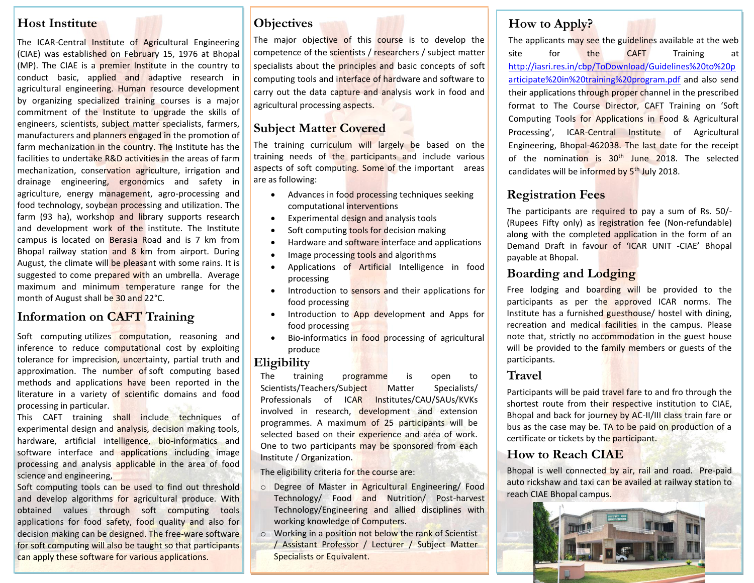## Host Institute

The ICAR-Central Institute of Agricultural Engineering (CIAE) was established on February 15, 1976 at Bhopal (MP). The CIAE is a premier Institute in the country to conduct basic, applied and adaptive research in agricultural engineering. Human resource development by organizing specialized training courses is a major commitment of the Institute to upgrade the skills of engineers, scientists, subject matter specialists, farmers, manufacturers and planners engaged in the promotion of farm mechanization in the country. The Institute has the facilities to undertake R&D activities in the areas of farm mechanization, conservation agriculture, irrigation and drainage engineering, ergonomics and safety in agriculture, energy management, agro-processing and food technology, soybean processing and utilization. The farm (93 ha), workshop and library supports research and development work of the institute. The Institute campus is located on Berasia Road and is 7 km from Bhopal railway station and 8 km from airport. During August, the climate will be pleasant with some rains. It is suggested to come prepared with an umbrella. Average maximum and minimum temperature range for the month of August shall be 30 and 22°C.

## Information on CAFT Training

Soft computing utilizes computation, reasoning and inference to reduce computational cost by exploiting tolerance for imprecision, uncertainty, partial truth and approximation. The number of soft computing based methods and applications have been reported in the literature in a variety of scientific domains and food processing in particular.

This CAFT training shall include techniques of experimental design and analysis, decision making tools, hardware, artificial intelligence, bio-informatics and software interface and applications including image processing and analysis applicable in the area of food science and engineering,

Soft computing tools can be used to find out threshold and develop algorithms for agricultural produce. With obtained values through soft computing tools applications for food safety, food quality and also for decision making can be designed. The free-ware software for soft computing will also be taught so that participants can apply these software for various applications.

## Objectives

The major objective of this course is to develop the competence of the scientists / researchers / subject matter specialists about the principles and basic concepts of soft computing tools and interface of hardware and software to carry out the data capture and analysis work in food and agricultural processing aspects.

## Subject Matter Covered

The training curriculum will largely be based on the training needs of the participants and include various aspects of soft computing. Some of the important areas are as following:

- Advances in food processing techniques seeking computational interventions
- Experimental design and analysis tools
- Soft computing tools for decision making
- Hardware and software interface and applications
- Image processing tools and algorithms
- Applications of Artificial Intelligence in food processing
- Introduction to sensors and their applications for food processing
- Introduction to App development and Apps for food processing
- Bio-informatics in food processing of agricultural produce

## Eligibility

The training programme is open to Scientists/Teachers/Subject Matter Specialists/ Professionals of ICAR Institutes/CAU/SAUs/KVKs involved in research, development and extension programmes. A maximum of 25 participants will be selected based on their experience and area of work. One to two participants may be sponsored from each Institute / Organization.

The eligibility criteria for the course are:

- Degree of Master in Agricultural Engineering/ Food Technology/ Food and Nutrition/ Post-harvest Technology/Engineering and allied disciplines with working knowledge of Computers.
- Working in a position not below the rank of Scientist / Assistant Professor / Lecturer / Subject Matter Specialists or Equivalent.

## How to Apply?

The applicants may see the guidelines available at the web site for the CAFT Training at http://iasri.res.in/cbp/ToDownload/Guidelines%20to%20participate%20in%20training%20program.pdf and also send their applications through proper channel in the prescribed format to The Course Director, CAFT Training on 'Soft Computing Tools for Applications in Food & Agricultural Processing', ICAR-Central Institute of Agricultural Engineering, Bhopal-462038. The last date for the receipt of the nomination is 30th June 2018. The selected candidates will be informed by 5th July 2018.

## Registration Fees

The participants are required to pay a sum of Rs. 50/- (Rupees Fifty only) as registration fee (Non-refundable) along with the completed application in the form of an Demand Draft in favour of 'ICAR UNIT -CIAE' Bhopal payable at Bhopal.

## Boarding and Lodging

Free lodging and boarding will be provided to the participants as per the approved ICAR norms. The Institute has a furnished guesthouse/ hostel with dining, recreation and medical facilities in the campus. Please note that, strictly no accommodation in the guest house will be provided to the family members or guests of the participants.

## Travel

Participants will be paid travel fare to and fro through the shortest route from their respective institution to CIAE, Bhopal and back for journey by AC-II/III class train fare or bus as the case may be. TA to be paid on production of a certificate or tickets by the participant.

## How to Reach CIAE

Bhopal is well connected by air, rail and road. Pre-paid auto rickshaw and taxi can be availed at railway station to reach CIAE Bhopal campus.